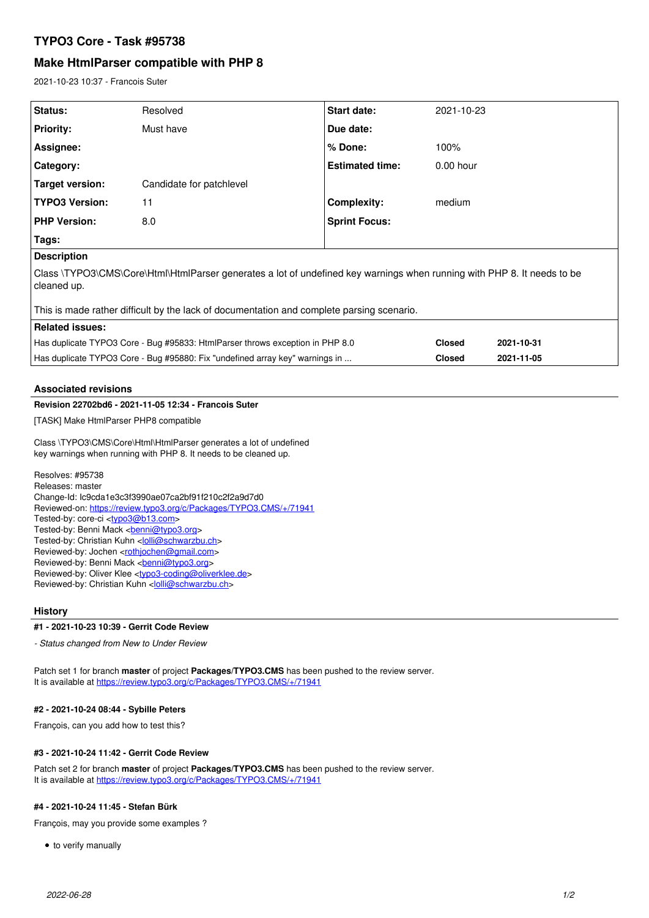# TYPO3 Core - Task #95738

## Make HtmlParser compatible with PHP 8

2021-10-23 10:37 - Francois Suter

| Status: | Resolved | Start date: | 2021-10-23 |
|---|---|---|---|
| Priority: | Must have | Due date: | |
| Assignee: | | % Done: | 100% |
| Category: | | Estimated time: | 0.00 hour |
| Target version: | Candidate for patchlevel | | |
| TYPO3 Version: | 11 | Complexity: | medium |
| PHP Version: | 8.0 | Sprint Focus: | |
| Tags: | | | |

**Description**

Class \TYPO3\CMS\Core\Html\HtmlParser generates a lot of undefined key warnings when running with PHP 8. It needs to be cleaned up.

This is made rather difficult by the lack of documentation and complete parsing scenario.

**Related issues:**

| | | |
|---|---|---|
| Has duplicate TYPO3 Core - Bug #95833: HtmlParser throws exception in PHP 8.0 | **Closed** | **2021-10-31** |
| Has duplicate TYPO3 Core - Bug #95880: Fix "undefined array key" warnings in ... | **Closed** | **2021-11-05** |

### Associated revisions

**Revision 22702bd6 - 2021-11-05 12:34 - Francois Suter**

[TASK] Make HtmlParser PHP8 compatible

Class \TYPO3\CMS\Core\Html\HtmlParser generates a lot of undefined
key warnings when running with PHP 8. It needs to be cleaned up.

Resolves: #95738
Releases: master
Change-Id: Ic9cda1e3c3f3990ae07ca2bf91f210c2f2a9d7d0
Reviewed-on: https://review.typo3.org/c/Packages/TYPO3.CMS/+/71941
Tested-by: core-ci <typo3@b13.com>
Tested-by: Benni Mack <benni@typo3.org>
Tested-by: Christian Kuhn <lolli@schwarzbu.ch>
Reviewed-by: Jochen <rothjochen@gmail.com>
Reviewed-by: Benni Mack <benni@typo3.org>
Reviewed-by: Oliver Klee <typo3-coding@oliverklee.de>
Reviewed-by: Christian Kuhn <lolli@schwarzbu.ch>

### History

**#1 - 2021-10-23 10:39 - Gerrit Code Review**

*- Status changed from New to Under Review*

Patch set 1 for branch **master** of project **Packages/TYPO3.CMS** has been pushed to the review server.
It is available at https://review.typo3.org/c/Packages/TYPO3.CMS/+/71941

**#2 - 2021-10-24 08:44 - Sybille Peters**

François, can you add how to test this?

**#3 - 2021-10-24 11:42 - Gerrit Code Review**

Patch set 2 for branch **master** of project **Packages/TYPO3.CMS** has been pushed to the review server.
It is available at https://review.typo3.org/c/Packages/TYPO3.CMS/+/71941

**#4 - 2021-10-24 11:45 - Stefan Bürk**

François, may you provide some examples ?

- to verify manually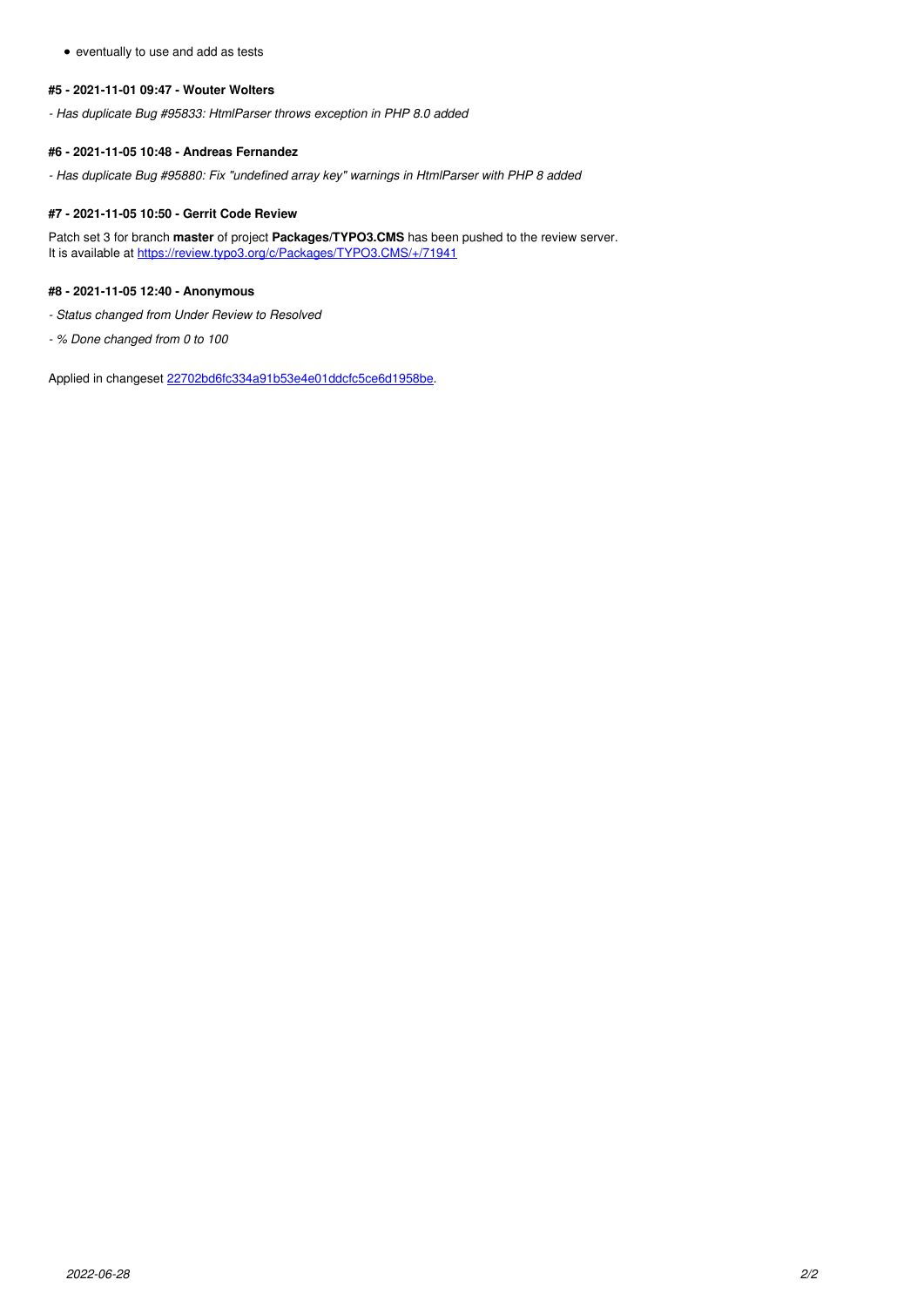- eventually to use and add as tests

#### #5 - 2021-11-01 09:47 - Wouter Wolters

*- Has duplicate Bug #95833: HtmlParser throws exception in PHP 8.0 added*

#### #6 - 2021-11-05 10:48 - Andreas Fernandez

*- Has duplicate Bug #95880: Fix "undefined array key" warnings in HtmlParser with PHP 8 added*

#### #7 - 2021-11-05 10:50 - Gerrit Code Review

Patch set 3 for branch **master** of project **Packages/TYPO3.CMS** has been pushed to the review server.
It is available at https://review.typo3.org/c/Packages/TYPO3.CMS/+/71941

#### #8 - 2021-11-05 12:40 - Anonymous

*- Status changed from Under Review to Resolved*

*- % Done changed from 0 to 100*

Applied in changeset 22702bd6fc334a91b53e4e01ddcfc5ce6d1958be.